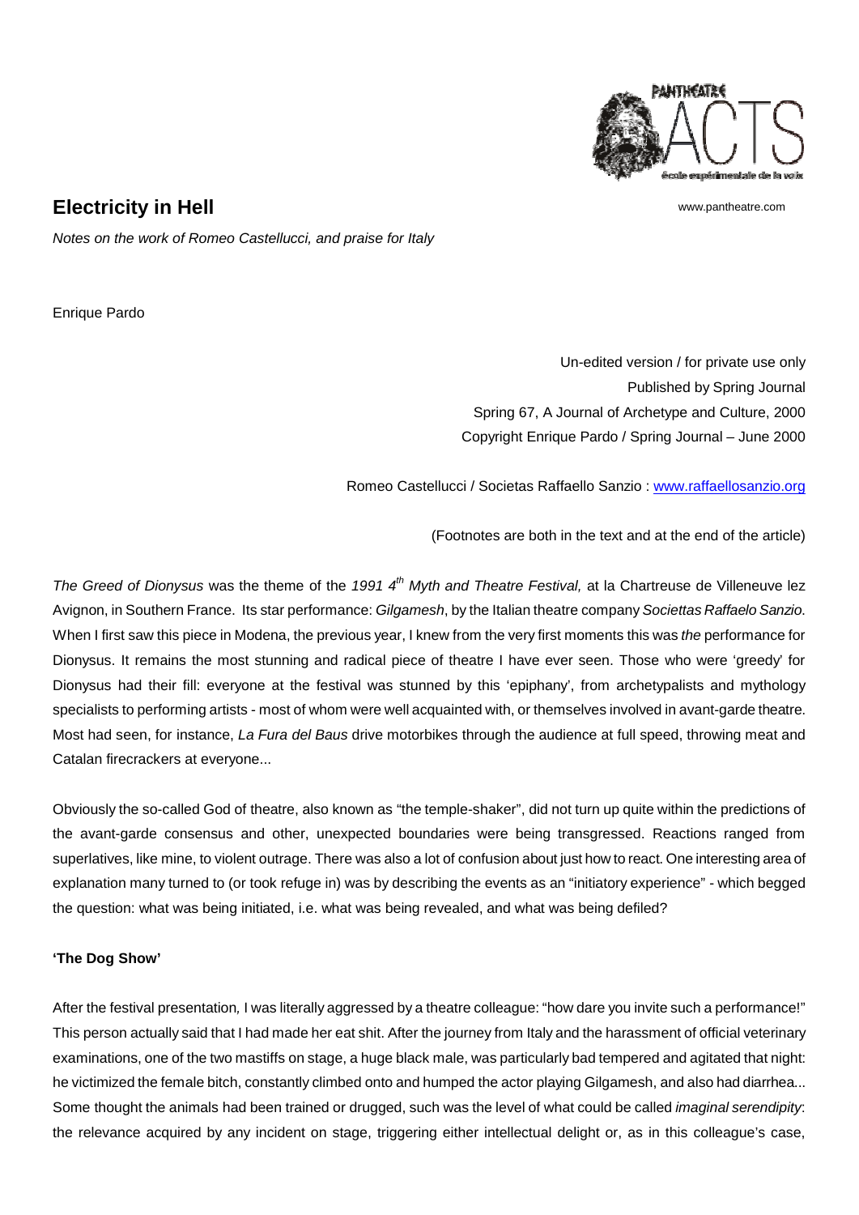# Electricity in Hell

*Notes on the work of Romeo Castellucci, and praise for Italy*

Enrique Pardo

Un-edited version / for private use only
Published by Spring Journal
Spring 67, A Journal of Archetype and Culture, 2000
Copyright Enrique Pardo / Spring Journal – June 2000

Romeo Castellucci / Societas Raffaello Sanzio : www.raffaellosanzio.org

(Footnotes are both in the text and at the end of the article)

*The Greed of Dionysus* was the theme of the *1991 4th Myth and Theatre Festival,* at la Chartreuse de Villeneuve lez Avignon, in Southern France. Its star performance: *Gilgamesh*, by the Italian theatre company *Societtas Raffaelo Sanzio*. When I first saw this piece in Modena, the previous year, I knew from the very first moments this was *the* performance for Dionysus. It remains the most stunning and radical piece of theatre I have ever seen. Those who were 'greedy' for Dionysus had their fill: everyone at the festival was stunned by this 'epiphany', from archetypalists and mythology specialists to performing artists - most of whom were well acquainted with, or themselves involved in avant-garde theatre. Most had seen, for instance, *La Fura del Baus* drive motorbikes through the audience at full speed, throwing meat and Catalan firecrackers at everyone...

Obviously the so-called God of theatre, also known as "the temple-shaker", did not turn up quite within the predictions of the avant-garde consensus and other, unexpected boundaries were being transgressed. Reactions ranged from superlatives, like mine, to violent outrage. There was also a lot of confusion about just how to react. One interesting area of explanation many turned to (or took refuge in) was by describing the events as an "initiatory experience" - which begged the question: what was being initiated, i.e. what was being revealed, and what was being defiled?

**'The Dog Show'**

After the festival presentation, I was literally aggressed by a theatre colleague: "how dare you invite such a performance!" This person actually said that I had made her eat shit. After the journey from Italy and the harassment of official veterinary examinations, one of the two mastiffs on stage, a huge black male, was particularly bad tempered and agitated that night: he victimized the female bitch, constantly climbed onto and humped the actor playing Gilgamesh, and also had diarrhea... Some thought the animals had been trained or drugged, such was the level of what could be called *imaginal serendipity*: the relevance acquired by any incident on stage, triggering either intellectual delight or, as in this colleague's case,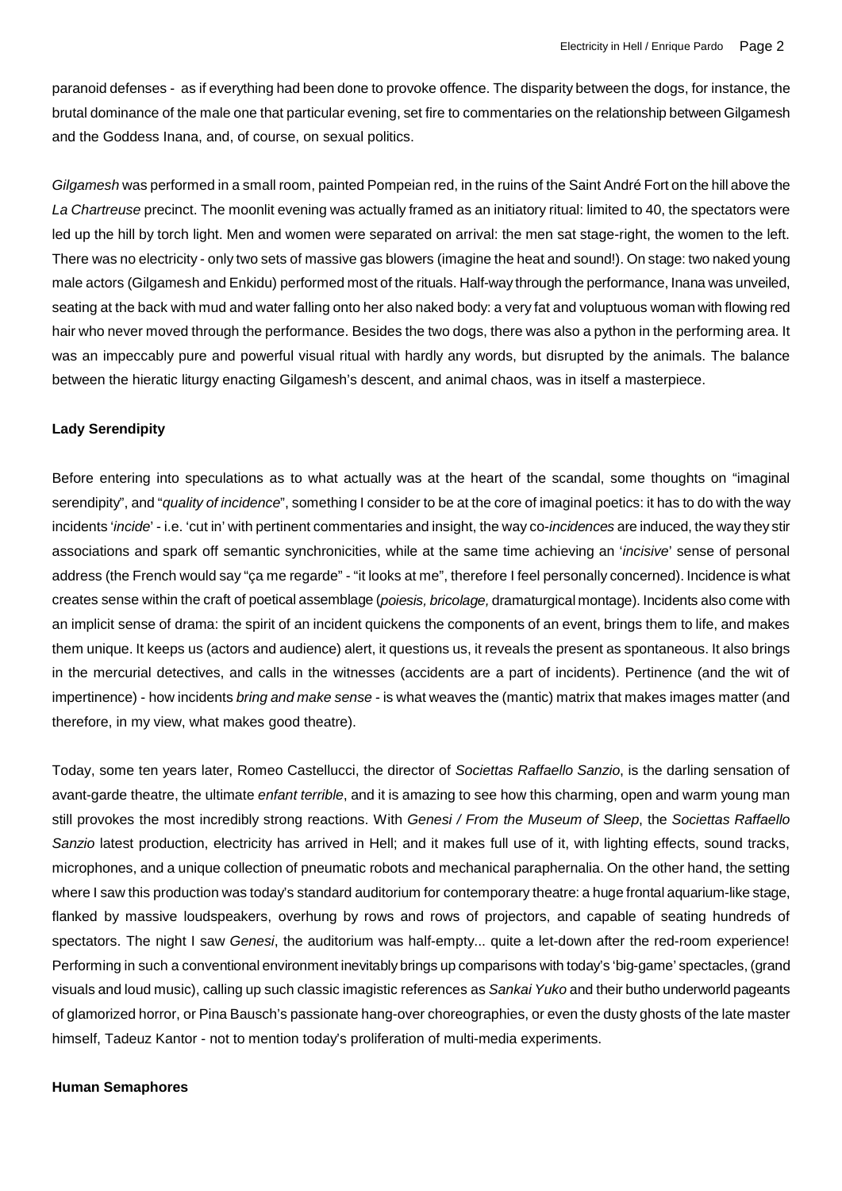paranoid defenses - as if everything had been done to provoke offence. The disparity between the dogs, for instance, the brutal dominance of the male one that particular evening, set fire to commentaries on the relationship between Gilgamesh and the Goddess Inana, and, of course, on sexual politics.

*Gilgamesh* was performed in a small room, painted Pompeian red, in the ruins of the Saint André Fort on the hill above the *La Chartreuse* precinct. The moonlit evening was actually framed as an initiatory ritual: limited to 40, the spectators were led up the hill by torch light. Men and women were separated on arrival: the men sat stage-right, the women to the left. There was no electricity - only two sets of massive gas blowers (imagine the heat and sound!). On stage: two naked young male actors (Gilgamesh and Enkidu) performed most of the rituals. Half-way through the performance, Inana was unveiled, seating at the back with mud and water falling onto her also naked body: a very fat and voluptuous woman with flowing red hair who never moved through the performance. Besides the two dogs, there was also a python in the performing area. It was an impeccably pure and powerful visual ritual with hardly any words, but disrupted by the animals. The balance between the hieratic liturgy enacting Gilgamesh's descent, and animal chaos, was in itself a masterpiece.

**Lady Serendipity**

Before entering into speculations as to what actually was at the heart of the scandal, some thoughts on "imaginal serendipity", and "*quality of incidence*", something I consider to be at the core of imaginal poetics: it has to do with the way incidents '*incide*' - i.e. 'cut in' with pertinent commentaries and insight, the way co-*incidences* are induced, the way they stir associations and spark off semantic synchronicities, while at the same time achieving an '*incisive*' sense of personal address (the French would say "ça me regarde" - "it looks at me", therefore I feel personally concerned). Incidence is what creates sense within the craft of poetical assemblage (*poiesis, bricolage,* dramaturgical montage). Incidents also come with an implicit sense of drama: the spirit of an incident quickens the components of an event, brings them to life, and makes them unique. It keeps us (actors and audience) alert, it questions us, it reveals the present as spontaneous. It also brings in the mercurial detectives, and calls in the witnesses (accidents are a part of incidents). Pertinence (and the wit of impertinence) - how incidents *bring and make sense* - is what weaves the (mantic) matrix that makes images matter (and therefore, in my view, what makes good theatre).

Today, some ten years later, Romeo Castellucci, the director of *Societtas Raffaello Sanzio*, is the darling sensation of avant-garde theatre, the ultimate *enfant terrible*, and it is amazing to see how this charming, open and warm young man still provokes the most incredibly strong reactions. With *Genesi / From the Museum of Sleep*, the *Societtas Raffaello Sanzio* latest production, electricity has arrived in Hell; and it makes full use of it, with lighting effects, sound tracks, microphones, and a unique collection of pneumatic robots and mechanical paraphernalia. On the other hand, the setting where I saw this production was today's standard auditorium for contemporary theatre: a huge frontal aquarium-like stage, flanked by massive loudspeakers, overhung by rows and rows of projectors, and capable of seating hundreds of spectators. The night I saw *Genesi*, the auditorium was half-empty... quite a let-down after the red-room experience! Performing in such a conventional environment inevitably brings up comparisons with today's 'big-game' spectacles, (grand visuals and loud music), calling up such classic imagistic references as *Sankai Yuko* and their butho underworld pageants of glamorized horror, or Pina Bausch's passionate hang-over choreographies, or even the dusty ghosts of the late master himself, Tadeuz Kantor - not to mention today's proliferation of multi-media experiments.

**Human Semaphores**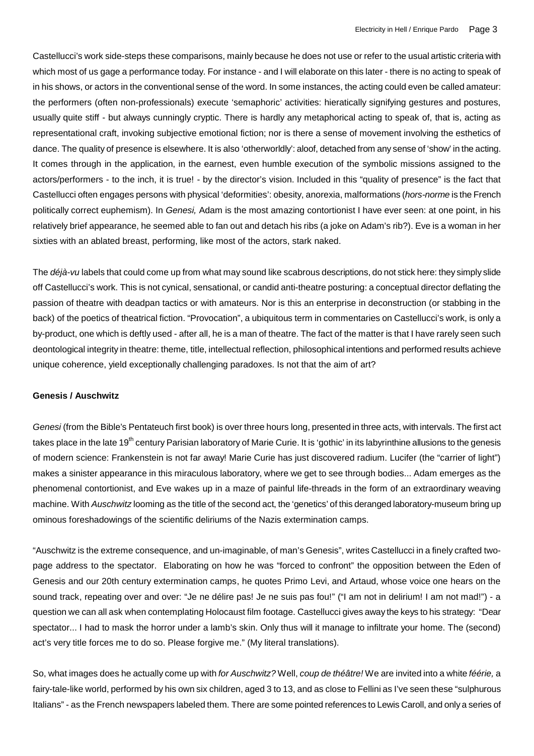Castellucci's work side-steps these comparisons, mainly because he does not use or refer to the usual artistic criteria with which most of us gage a performance today. For instance - and I will elaborate on this later - there is no acting to speak of in his shows, or actors in the conventional sense of the word. In some instances, the acting could even be called amateur: the performers (often non-professionals) execute 'semaphoric' activities: hieratically signifying gestures and postures, usually quite stiff - but always cunningly cryptic. There is hardly any metaphorical acting to speak of, that is, acting as representational craft, invoking subjective emotional fiction; nor is there a sense of movement involving the esthetics of dance. The quality of presence is elsewhere. It is also 'otherworldly': aloof, detached from any sense of 'show' in the acting. It comes through in the application, in the earnest, even humble execution of the symbolic missions assigned to the actors/performers - to the inch, it is true! - by the director's vision. Included in this "quality of presence" is the fact that Castellucci often engages persons with physical 'deformities': obesity, anorexia, malformations (*hors-norme* is the French politically correct euphemism). In *Genesi,* Adam is the most amazing contortionist I have ever seen: at one point, in his relatively brief appearance, he seemed able to fan out and detach his ribs (a joke on Adam's rib?). Eve is a woman in her sixties with an ablated breast, performing, like most of the actors, stark naked.

The *déjà-vu* labels that could come up from what may sound like scabrous descriptions, do not stick here: they simply slide off Castellucci's work. This is not cynical, sensational, or candid anti-theatre posturing: a conceptual director deflating the passion of theatre with deadpan tactics or with amateurs. Nor is this an enterprise in deconstruction (or stabbing in the back) of the poetics of theatrical fiction. "Provocation", a ubiquitous term in commentaries on Castellucci's work, is only a by-product, one which is deftly used - after all, he is a man of theatre. The fact of the matter is that I have rarely seen such deontological integrity in theatre: theme, title, intellectual reflection, philosophical intentions and performed results achieve unique coherence, yield exceptionally challenging paradoxes. Is not that the aim of art?

**Genesis / Auschwitz**

*Genesi* (from the Bible's Pentateuch first book) is over three hours long, presented in three acts, with intervals. The first act takes place in the late 19th century Parisian laboratory of Marie Curie. It is 'gothic' in its labyrinthine allusions to the genesis of modern science: Frankenstein is not far away! Marie Curie has just discovered radium. Lucifer (the "carrier of light") makes a sinister appearance in this miraculous laboratory, where we get to see through bodies... Adam emerges as the phenomenal contortionist, and Eve wakes up in a maze of painful life-threads in the form of an extraordinary weaving machine. With *Auschwitz* looming as the title of the second act, the 'genetics' of this deranged laboratory-museum bring up ominous foreshadowings of the scientific deliriums of the Nazis extermination camps.

"Auschwitz is the extreme consequence, and un-imaginable, of man's Genesis", writes Castellucci in a finely crafted two-page address to the spectator. Elaborating on how he was "forced to confront" the opposition between the Eden of Genesis and our 20th century extermination camps, he quotes Primo Levi, and Artaud, whose voice one hears on the sound track, repeating over and over: "Je ne délire pas! Je ne suis pas fou!" ("I am not in delirium! I am not mad!") - a question we can all ask when contemplating Holocaust film footage. Castellucci gives away the keys to his strategy: "Dear spectator... I had to mask the horror under a lamb's skin. Only thus will it manage to infiltrate your home. The (second) act's very title forces me to do so. Please forgive me." (My literal translations).

So, what images does he actually come up with *for Auschwitz?* Well, *coup de théâtre!* We are invited into a white *féérie,* a fairy-tale-like world, performed by his own six children, aged 3 to 13, and as close to Fellini as I've seen these "sulphurous Italians" - as the French newspapers labeled them. There are some pointed references to Lewis Caroll, and only a series of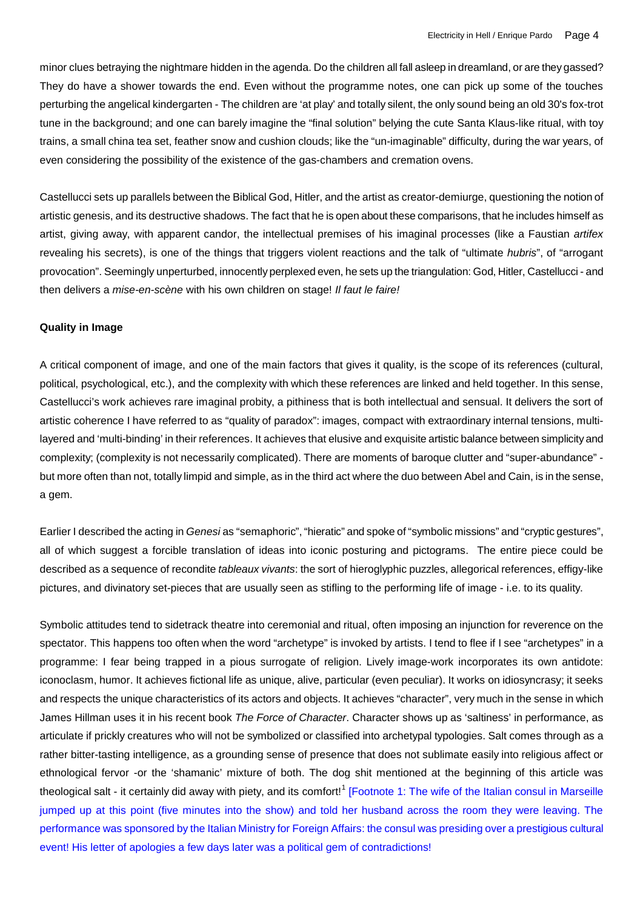minor clues betraying the nightmare hidden in the agenda. Do the children all fall asleep in dreamland, or are they gassed? They do have a shower towards the end. Even without the programme notes, one can pick up some of the touches perturbing the angelical kindergarten - The children are 'at play' and totally silent, the only sound being an old 30's fox-trot tune in the background; and one can barely imagine the "final solution" belying the cute Santa Klaus-like ritual, with toy trains, a small china tea set, feather snow and cushion clouds; like the "un-imaginable" difficulty, during the war years, of even considering the possibility of the existence of the gas-chambers and cremation ovens.

Castellucci sets up parallels between the Biblical God, Hitler, and the artist as creator-demiurge, questioning the notion of artistic genesis, and its destructive shadows. The fact that he is open about these comparisons, that he includes himself as artist, giving away, with apparent candor, the intellectual premises of his imaginal processes (like a Faustian *artifex* revealing his secrets), is one of the things that triggers violent reactions and the talk of "ultimate *hubris*", of "arrogant provocation". Seemingly unperturbed, innocently perplexed even, he sets up the triangulation: God, Hitler, Castellucci - and then delivers a *mise-en-scène* with his own children on stage! *Il faut le faire!*

**Quality in Image**

A critical component of image, and one of the main factors that gives it quality, is the scope of its references (cultural, political, psychological, etc.), and the complexity with which these references are linked and held together. In this sense, Castellucci's work achieves rare imaginal probity, a pithiness that is both intellectual and sensual. It delivers the sort of artistic coherence I have referred to as "quality of paradox": images, compact with extraordinary internal tensions, multi-layered and 'multi-binding' in their references. It achieves that elusive and exquisite artistic balance between simplicity and complexity; (complexity is not necessarily complicated). There are moments of baroque clutter and "super-abundance" - but more often than not, totally limpid and simple, as in the third act where the duo between Abel and Cain, is in the sense, a gem.

Earlier I described the acting in *Genesi* as "semaphoric", "hieratic" and spoke of "symbolic missions" and "cryptic gestures", all of which suggest a forcible translation of ideas into iconic posturing and pictograms. The entire piece could be described as a sequence of recondite *tableaux vivants*: the sort of hieroglyphic puzzles, allegorical references, effigy-like pictures, and divinatory set-pieces that are usually seen as stifling to the performing life of image - i.e. to its quality.

Symbolic attitudes tend to sidetrack theatre into ceremonial and ritual, often imposing an injunction for reverence on the spectator. This happens too often when the word "archetype" is invoked by artists. I tend to flee if I see "archetypes" in a programme: I fear being trapped in a pious surrogate of religion. Lively image-work incorporates its own antidote: iconoclasm, humor. It achieves fictional life as unique, alive, particular (even peculiar). It works on idiosyncrasy; it seeks and respects the unique characteristics of its actors and objects. It achieves "character", very much in the sense in which James Hillman uses it in his recent book *The Force of Character*. Character shows up as 'saltiness' in performance, as articulate if prickly creatures who will not be symbolized or classified into archetypal typologies. Salt comes through as a rather bitter-tasting intelligence, as a grounding sense of presence that does not sublimate easily into religious affect or ethnological fervor -or the 'shamanic' mixture of both. The dog shit mentioned at the beginning of this article was theological salt - it certainly did away with piety, and its comfort![1] [Footnote 1: The wife of the Italian consul in Marseille jumped up at this point (five minutes into the show) and told her husband across the room they were leaving. The performance was sponsored by the Italian Ministry for Foreign Affairs: the consul was presiding over a prestigious cultural event! His letter of apologies a few days later was a political gem of contradictions!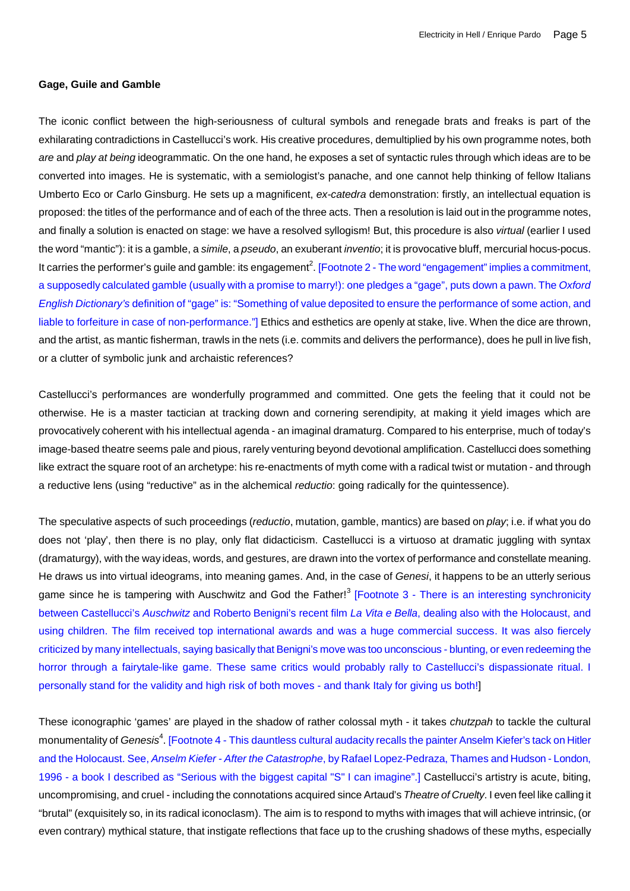**Gage, Guile and Gamble**

The iconic conflict between the high-seriousness of cultural symbols and renegade brats and freaks is part of the exhilarating contradictions in Castellucci's work. His creative procedures, demultiplied by his own programme notes, both *are* and *play at being* ideogrammatic. On the one hand, he exposes a set of syntactic rules through which ideas are to be converted into images. He is systematic, with a semiologist's panache, and one cannot help thinking of fellow Italians Umberto Eco or Carlo Ginsburg. He sets up a magnificent, *ex-catedra* demonstration: firstly, an intellectual equation is proposed: the titles of the performance and of each of the three acts. Then a resolution is laid out in the programme notes, and finally a solution is enacted on stage: we have a resolved syllogism! But, this procedure is also *virtual* (earlier I used the word "mantic"): it is a gamble, a *simile*, a *pseudo*, an exuberant *inventio*; it is provocative bluff, mercurial hocus-pocus. It carries the performer's guile and gamble: its engagement[2]. [Footnote 2 - The word "engagement" implies a commitment, a supposedly calculated gamble (usually with a promise to marry!): one pledges a "gage", puts down a pawn. The *Oxford English Dictionary's* definition of "gage" is: "Something of value deposited to ensure the performance of some action, and liable to forfeiture in case of non-performance."] Ethics and esthetics are openly at stake, live. When the dice are thrown, and the artist, as mantic fisherman, trawls in the nets (i.e. commits and delivers the performance), does he pull in live fish, or a clutter of symbolic junk and archaistic references?

Castellucci's performances are wonderfully programmed and committed. One gets the feeling that it could not be otherwise. He is a master tactician at tracking down and cornering serendipity, at making it yield images which are provocatively coherent with his intellectual agenda - an imaginal dramaturg. Compared to his enterprise, much of today's image-based theatre seems pale and pious, rarely venturing beyond devotional amplification. Castellucci does something like extract the square root of an archetype: his re-enactments of myth come with a radical twist or mutation - and through a reductive lens (using "reductive" as in the alchemical *reductio*: going radically for the quintessence).

The speculative aspects of such proceedings (*reductio*, mutation, gamble, mantics) are based on *play*; i.e. if what you do does not 'play', then there is no play, only flat didacticism. Castellucci is a virtuoso at dramatic juggling with syntax (dramaturgy), with the way ideas, words, and gestures, are drawn into the vortex of performance and constellate meaning. He draws us into virtual ideograms, into meaning games. And, in the case of *Genesi*, it happens to be an utterly serious game since he is tampering with Auschwitz and God the Father![3] [Footnote 3 - There is an interesting synchronicity between Castellucci's *Auschwitz* and Roberto Benigni's recent film *La Vita e Bella*, dealing also with the Holocaust, and using children. The film received top international awards and was a huge commercial success. It was also fiercely criticized by many intellectuals, saying basically that Benigni's move was too unconscious - blunting, or even redeeming the horror through a fairytale-like game. These same critics would probably rally to Castellucci's dispassionate ritual. I personally stand for the validity and high risk of both moves - and thank Italy for giving us both!]

These iconographic 'games' are played in the shadow of rather colossal myth - it takes *chutzpah* to tackle the cultural monumentality of *Genesis*[4]. [Footnote 4 - This dauntless cultural audacity recalls the painter Anselm Kiefer's tack on Hitler and the Holocaust. See, *Anselm Kiefer - After the Catastrophe*, by Rafael Lopez-Pedraza, Thames and Hudson - London, 1996 - a book I described as "Serious with the biggest capital "S" I can imagine".] Castellucci's artistry is acute, biting, uncompromising, and cruel - including the connotations acquired since Artaud's *Theatre of Cruelty*. I even feel like calling it "brutal" (exquisitely so, in its radical iconoclasm). The aim is to respond to myths with images that will achieve intrinsic, (or even contrary) mythical stature, that instigate reflections that face up to the crushing shadows of these myths, especially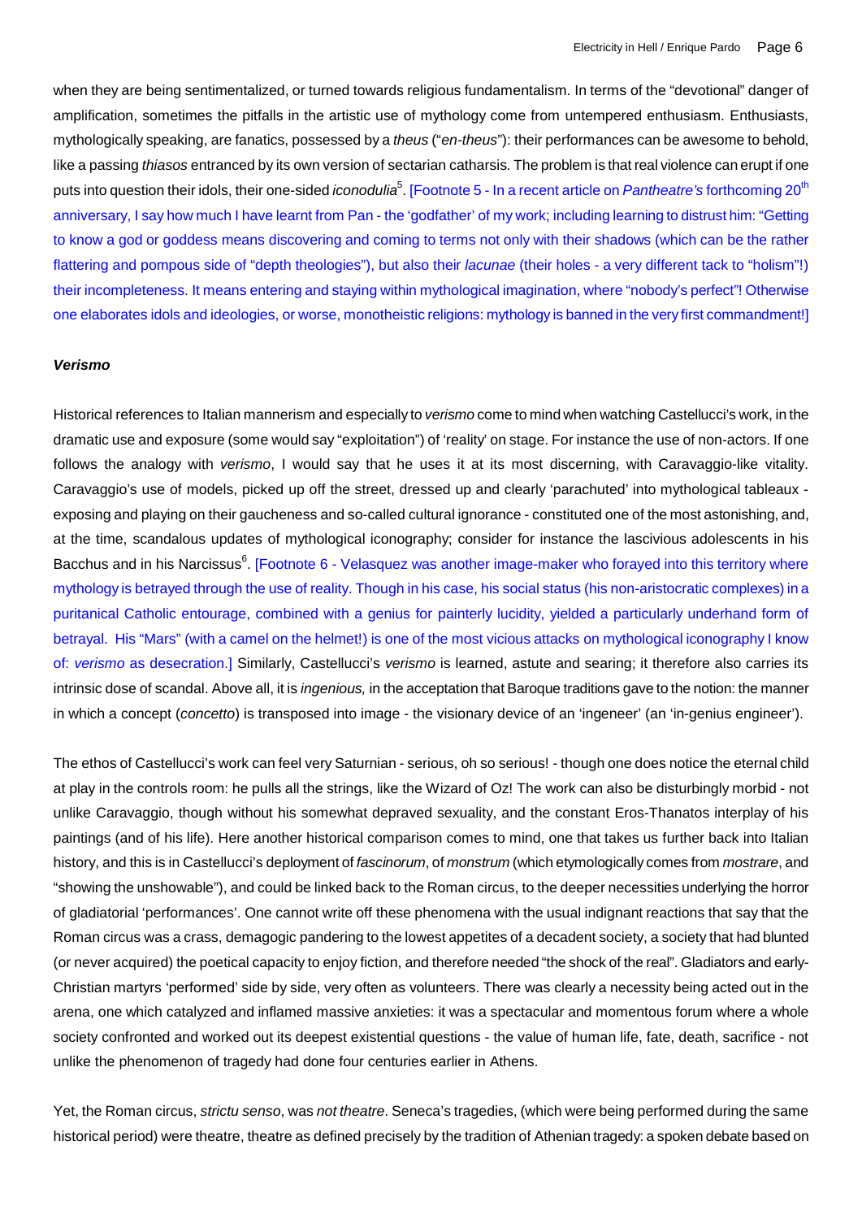when they are being sentimentalized, or turned towards religious fundamentalism. In terms of the "devotional" danger of amplification, sometimes the pitfalls in the artistic use of mythology come from untempered enthusiasm. Enthusiasts, mythologically speaking, are fanatics, possessed by a *theus* ("*en-theus*"): their performances can be awesome to behold, like a passing *thiasos* entranced by its own version of sectarian catharsis. The problem is that real violence can erupt if one puts into question their idols, their one-sided *iconodulia*[5]. [Footnote 5 - In a recent article on *Pantheatre's* forthcoming 20th anniversary, I say how much I have learnt from Pan - the 'godfather' of my work; including learning to distrust him: "Getting to know a god or goddess means discovering and coming to terms not only with their shadows (which can be the rather flattering and pompous side of "depth theologies"), but also their *lacunae* (their holes - a very different tack to "holism"!) their incompleteness. It means entering and staying within mythological imagination, where "nobody's perfect"! Otherwise one elaborates idols and ideologies, or worse, monotheistic religions: mythology is banned in the very first commandment!]

### *Verismo*

Historical references to Italian mannerism and especially to *verismo* come to mind when watching Castellucci's work, in the dramatic use and exposure (some would say "exploitation") of 'reality' on stage. For instance the use of non-actors. If one follows the analogy with *verismo*, I would say that he uses it at its most discerning, with Caravaggio-like vitality. Caravaggio's use of models, picked up off the street, dressed up and clearly 'parachuted' into mythological tableaux - exposing and playing on their gaucheness and so-called cultural ignorance - constituted one of the most astonishing, and, at the time, scandalous updates of mythological iconography; consider for instance the lascivious adolescents in his Bacchus and in his Narcissus[6]. [Footnote 6 - Velasquez was another image-maker who forayed into this territory where mythology is betrayed through the use of reality. Though in his case, his social status (his non-aristocratic complexes) in a puritanical Catholic entourage, combined with a genius for painterly lucidity, yielded a particularly underhand form of betrayal. His "Mars" (with a camel on the helmet!) is one of the most vicious attacks on mythological iconography I know of: *verismo* as desecration.] Similarly, Castellucci's *verismo* is learned, astute and searing; it therefore also carries its intrinsic dose of scandal. Above all, it is *ingenious,* in the acceptation that Baroque traditions gave to the notion: the manner in which a concept (*concetto*) is transposed into image - the visionary device of an 'ingeneer' (an 'in-genius engineer').

The ethos of Castellucci's work can feel very Saturnian - serious, oh so serious! - though one does notice the eternal child at play in the controls room: he pulls all the strings, like the Wizard of Oz! The work can also be disturbingly morbid - not unlike Caravaggio, though without his somewhat depraved sexuality, and the constant Eros-Thanatos interplay of his paintings (and of his life). Here another historical comparison comes to mind, one that takes us further back into Italian history, and this is in Castellucci's deployment of *fascinorum*, of *monstrum* (which etymologically comes from *mostrare*, and "showing the unshowable"), and could be linked back to the Roman circus, to the deeper necessities underlying the horror of gladiatorial 'performances'. One cannot write off these phenomena with the usual indignant reactions that say that the Roman circus was a crass, demagogic pandering to the lowest appetites of a decadent society, a society that had blunted (or never acquired) the poetical capacity to enjoy fiction, and therefore needed "the shock of the real". Gladiators and early-Christian martyrs 'performed' side by side, very often as volunteers. There was clearly a necessity being acted out in the arena, one which catalyzed and inflamed massive anxieties: it was a spectacular and momentous forum where a whole society confronted and worked out its deepest existential questions - the value of human life, fate, death, sacrifice - not unlike the phenomenon of tragedy had done four centuries earlier in Athens.

Yet, the Roman circus, *strictu senso*, was *not theatre*. Seneca's tragedies, (which were being performed during the same historical period) were theatre, theatre as defined precisely by the tradition of Athenian tragedy: a spoken debate based on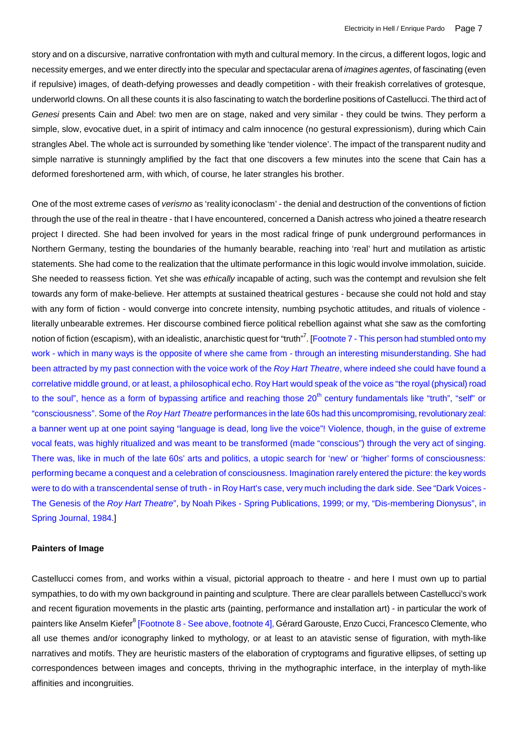story and on a discursive, narrative confrontation with myth and cultural memory. In the circus, a different logos, logic and necessity emerges, and we enter directly into the specular and spectacular arena of *imagines agentes*, of fascinating (even if repulsive) images, of death-defying prowesses and deadly competition - with their freakish correlatives of grotesque, underworld clowns. On all these counts it is also fascinating to watch the borderline positions of Castellucci. The third act of *Genesi* presents Cain and Abel: two men are on stage, naked and very similar - they could be twins. They perform a simple, slow, evocative duet, in a spirit of intimacy and calm innocence (no gestural expressionism), during which Cain strangles Abel. The whole act is surrounded by something like 'tender violence'. The impact of the transparent nudity and simple narrative is stunningly amplified by the fact that one discovers a few minutes into the scene that Cain has a deformed foreshortened arm, with which, of course, he later strangles his brother.

One of the most extreme cases of *verismo* as 'reality iconoclasm' - the denial and destruction of the conventions of fiction through the use of the real in theatre - that I have encountered, concerned a Danish actress who joined a theatre research project I directed. She had been involved for years in the most radical fringe of punk underground performances in Northern Germany, testing the boundaries of the humanly bearable, reaching into 'real' hurt and mutilation as artistic statements. She had come to the realization that the ultimate performance in this logic would involve immolation, suicide. She needed to reassess fiction. Yet she was *ethically* incapable of acting, such was the contempt and revulsion she felt towards any form of make-believe. Her attempts at sustained theatrical gestures - because she could not hold and stay with any form of fiction - would converge into concrete intensity, numbing psychotic attitudes, and rituals of violence - literally unbearable extremes. Her discourse combined fierce political rebellion against what she saw as the comforting notion of fiction (escapism), with an idealistic, anarchistic quest for "truth"[7]. [Footnote 7 - This person had stumbled onto my work - which in many ways is the opposite of where she came from - through an interesting misunderstanding. She had been attracted by my past connection with the voice work of the *Roy Hart Theatre*, where indeed she could have found a correlative middle ground, or at least, a philosophical echo. Roy Hart would speak of the voice as "the royal (physical) road to the soul", hence as a form of bypassing artifice and reaching those 20th century fundamentals like "truth", "self" or "consciousness". Some of the *Roy Hart Theatre* performances in the late 60s had this uncompromising, revolutionary zeal: a banner went up at one point saying "language is dead, long live the voice"! Violence, though, in the guise of extreme vocal feats, was highly ritualized and was meant to be transformed (made "conscious") through the very act of singing. There was, like in much of the late 60s' arts and politics, a utopic search for 'new' or 'higher' forms of consciousness: performing became a conquest and a celebration of consciousness. Imagination rarely entered the picture: the key words were to do with a transcendental sense of truth - in Roy Hart's case, very much including the dark side. See "Dark Voices - The Genesis of the *Roy Hart Theatre*", by Noah Pikes - Spring Publications, 1999; or my, "Dis-membering Dionysus", in Spring Journal, 1984.]

#### Painters of Image

Castellucci comes from, and works within a visual, pictorial approach to theatre - and here I must own up to partial sympathies, to do with my own background in painting and sculpture. There are clear parallels between Castellucci's work and recent figuration movements in the plastic arts (painting, performance and installation art) - in particular the work of painters like Anselm Kiefer[8] [Footnote 8 - See above, footnote 4], Gérard Garouste, Enzo Cucci, Francesco Clemente, who all use themes and/or iconography linked to mythology, or at least to an atavistic sense of figuration, with myth-like narratives and motifs. They are heuristic masters of the elaboration of cryptograms and figurative ellipses, of setting up correspondences between images and concepts, thriving in the mythographic interface, in the interplay of myth-like affinities and incongruities.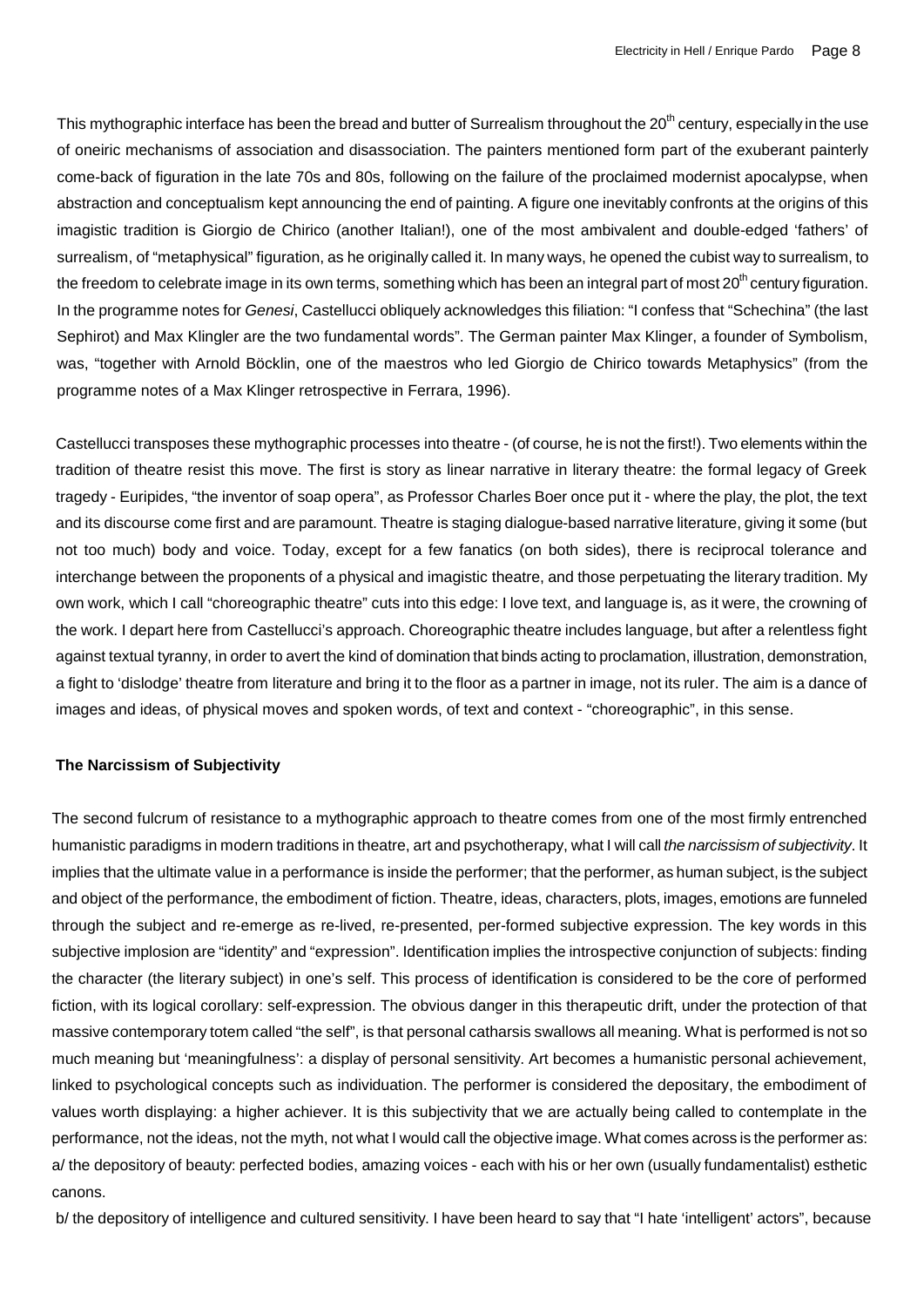This mythographic interface has been the bread and butter of Surrealism throughout the 20$^{th}$ century, especially in the use of oneiric mechanisms of association and disassociation. The painters mentioned form part of the exuberant painterly come-back of figuration in the late 70s and 80s, following on the failure of the proclaimed modernist apocalypse, when abstraction and conceptualism kept announcing the end of painting. A figure one inevitably confronts at the origins of this imagistic tradition is Giorgio de Chirico (another Italian!), one of the most ambivalent and double-edged 'fathers' of surrealism, of "metaphysical" figuration, as he originally called it. In many ways, he opened the cubist way to surrealism, to the freedom to celebrate image in its own terms, something which has been an integral part of most 20$^{th}$ century figuration. In the programme notes for *Genesi*, Castellucci obliquely acknowledges this filiation: "I confess that "Schechina" (the last Sephirot) and Max Klingler are the two fundamental words". The German painter Max Klinger, a founder of Symbolism, was, "together with Arnold Böcklin, one of the maestros who led Giorgio de Chirico towards Metaphysics" (from the programme notes of a Max Klinger retrospective in Ferrara, 1996).

Castellucci transposes these mythographic processes into theatre - (of course, he is not the first!). Two elements within the tradition of theatre resist this move. The first is story as linear narrative in literary theatre: the formal legacy of Greek tragedy - Euripides, "the inventor of soap opera", as Professor Charles Boer once put it - where the play, the plot, the text and its discourse come first and are paramount. Theatre is staging dialogue-based narrative literature, giving it some (but not too much) body and voice. Today, except for a few fanatics (on both sides), there is reciprocal tolerance and interchange between the proponents of a physical and imagistic theatre, and those perpetuating the literary tradition. My own work, which I call "choreographic theatre" cuts into this edge: I love text, and language is, as it were, the crowning of the work. I depart here from Castellucci's approach. Choreographic theatre includes language, but after a relentless fight against textual tyranny, in order to avert the kind of domination that binds acting to proclamation, illustration, demonstration, a fight to 'dislodge' theatre from literature and bring it to the floor as a partner in image, not its ruler. The aim is a dance of images and ideas, of physical moves and spoken words, of text and context - "choreographic", in this sense.

**The Narcissism of Subjectivity**

The second fulcrum of resistance to a mythographic approach to theatre comes from one of the most firmly entrenched humanistic paradigms in modern traditions in theatre, art and psychotherapy, what I will call *the narcissism of subjectivity*. It implies that the ultimate value in a performance is inside the performer; that the performer, as human subject, is the subject and object of the performance, the embodiment of fiction. Theatre, ideas, characters, plots, images, emotions are funneled through the subject and re-emerge as re-lived, re-presented, per-formed subjective expression. The key words in this subjective implosion are "identity" and "expression". Identification implies the introspective conjunction of subjects: finding the character (the literary subject) in one's self. This process of identification is considered to be the core of performed fiction, with its logical corollary: self-expression. The obvious danger in this therapeutic drift, under the protection of that massive contemporary totem called "the self", is that personal catharsis swallows all meaning. What is performed is not so much meaning but 'meaningfulness': a display of personal sensitivity. Art becomes a humanistic personal achievement, linked to psychological concepts such as individuation. The performer is considered the depositary, the embodiment of values worth displaying: a higher achiever. It is this subjectivity that we are actually being called to contemplate in the performance, not the ideas, not the myth, not what I would call the objective image. What comes across is the performer as:

a/ the depository of beauty: perfected bodies, amazing voices - each with his or her own (usually fundamentalist) esthetic canons.

b/ the depository of intelligence and cultured sensitivity. I have been heard to say that "I hate 'intelligent' actors", because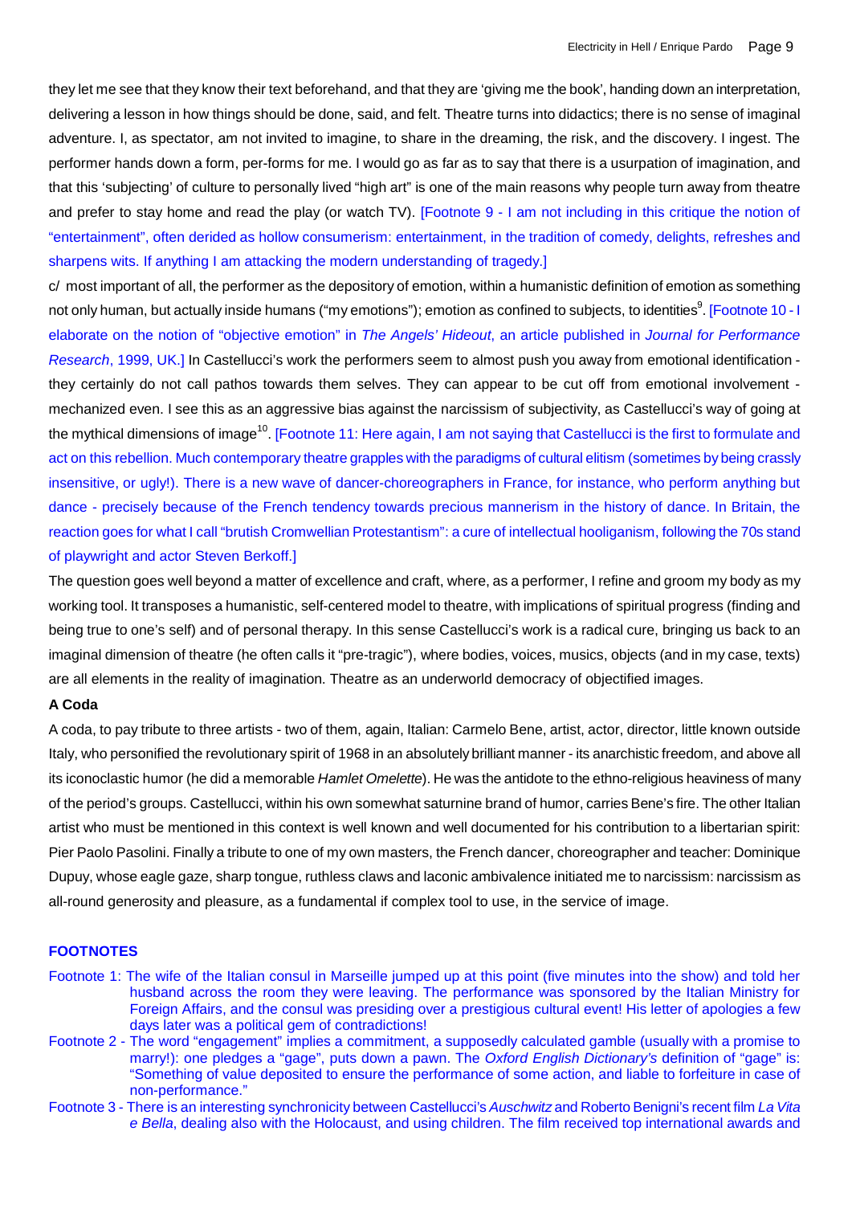they let me see that they know their text beforehand, and that they are 'giving me the book', handing down an interpretation, delivering a lesson in how things should be done, said, and felt. Theatre turns into didactics; there is no sense of imaginal adventure. I, as spectator, am not invited to imagine, to share in the dreaming, the risk, and the discovery. I ingest. The performer hands down a form, per-forms for me. I would go as far as to say that there is a usurpation of imagination, and that this 'subjecting' of culture to personally lived "high art" is one of the main reasons why people turn away from theatre and prefer to stay home and read the play (or watch TV). [Footnote 9 - I am not including in this critique the notion of "entertainment", often derided as hollow consumerism: entertainment, in the tradition of comedy, delights, refreshes and sharpens wits. If anything I am attacking the modern understanding of tragedy.]

c/ most important of all, the performer as the depository of emotion, within a humanistic definition of emotion as something not only human, but actually inside humans ("my emotions"); emotion as confined to subjects, to identities[9]. [Footnote 10 - I elaborate on the notion of "objective emotion" in *The Angels' Hideout*, an article published in *Journal for Performance Research*, 1999, UK.] In Castellucci's work the performers seem to almost push you away from emotional identification - they certainly do not call pathos towards them selves. They can appear to be cut off from emotional involvement - mechanized even. I see this as an aggressive bias against the narcissism of subjectivity, as Castellucci's way of going at the mythical dimensions of image[10]. [Footnote 11: Here again, I am not saying that Castellucci is the first to formulate and act on this rebellion. Much contemporary theatre grapples with the paradigms of cultural elitism (sometimes by being crassly insensitive, or ugly!). There is a new wave of dancer-choreographers in France, for instance, who perform anything but dance - precisely because of the French tendency towards precious mannerism in the history of dance. In Britain, the reaction goes for what I call "brutish Cromwellian Protestantism": a cure of intellectual hooliganism, following the 70s stand of playwright and actor Steven Berkoff.]

The question goes well beyond a matter of excellence and craft, where, as a performer, I refine and groom my body as my working tool. It transposes a humanistic, self-centered model to theatre, with implications of spiritual progress (finding and being true to one's self) and of personal therapy. In this sense Castellucci's work is a radical cure, bringing us back to an imaginal dimension of theatre (he often calls it "pre-tragic"), where bodies, voices, musics, objects (and in my case, texts) are all elements in the reality of imagination. Theatre as an underworld democracy of objectified images.

**A Coda**

A coda, to pay tribute to three artists - two of them, again, Italian: Carmelo Bene, artist, actor, director, little known outside Italy, who personified the revolutionary spirit of 1968 in an absolutely brilliant manner - its anarchistic freedom, and above all its iconoclastic humor (he did a memorable *Hamlet Omelette*). He was the antidote to the ethno-religious heaviness of many of the period's groups. Castellucci, within his own somewhat saturnine brand of humor, carries Bene's fire. The other Italian artist who must be mentioned in this context is well known and well documented for his contribution to a libertarian spirit: Pier Paolo Pasolini. Finally a tribute to one of my own masters, the French dancer, choreographer and teacher: Dominique Dupuy, whose eagle gaze, sharp tongue, ruthless claws and laconic ambivalence initiated me to narcissism: narcissism as all-round generosity and pleasure, as a fundamental if complex tool to use, in the service of image.

**FOOTNOTES**

Footnote 1: The wife of the Italian consul in Marseille jumped up at this point (five minutes into the show) and told her husband across the room they were leaving. The performance was sponsored by the Italian Ministry for Foreign Affairs, and the consul was presiding over a prestigious cultural event! His letter of apologies a few days later was a political gem of contradictions!

Footnote 2 - The word "engagement" implies a commitment, a supposedly calculated gamble (usually with a promise to marry!): one pledges a "gage", puts down a pawn. The *Oxford English Dictionary's* definition of "gage" is: "Something of value deposited to ensure the performance of some action, and liable to forfeiture in case of non-performance."

Footnote 3 - There is an interesting synchronicity between Castellucci's *Auschwitz* and Roberto Benigni's recent film *La Vita e Bella*, dealing also with the Holocaust, and using children. The film received top international awards and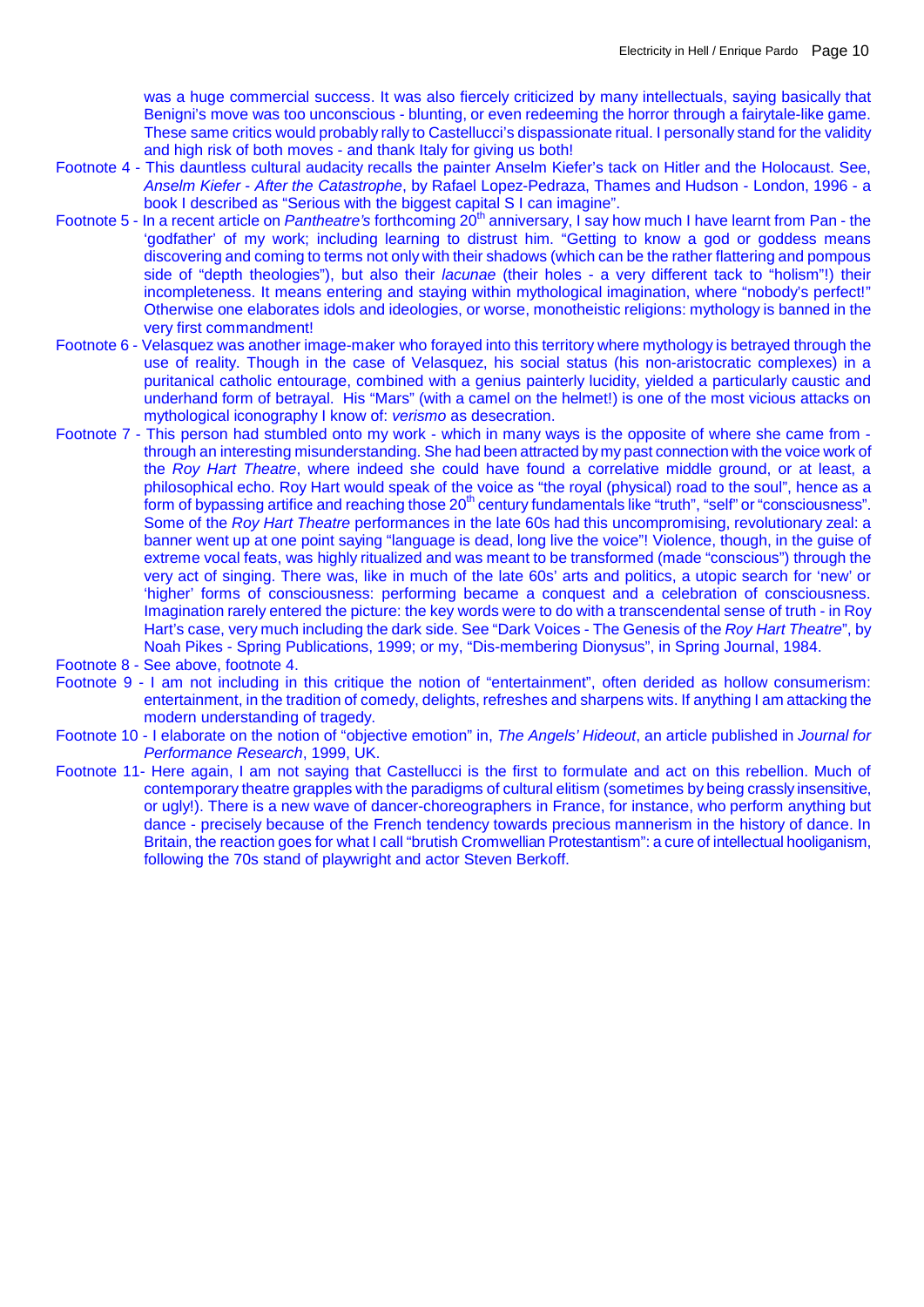was a huge commercial success. It was also fiercely criticized by many intellectuals, saying basically that Benigni's move was too unconscious - blunting, or even redeeming the horror through a fairytale-like game. These same critics would probably rally to Castellucci's dispassionate ritual. I personally stand for the validity and high risk of both moves - and thank Italy for giving us both!

Footnote 4 - This dauntless cultural audacity recalls the painter Anselm Kiefer's tack on Hitler and the Holocaust. See, *Anselm Kiefer - After the Catastrophe*, by Rafael Lopez-Pedraza, Thames and Hudson - London, 1996 - a book I described as "Serious with the biggest capital S I can imagine".

Footnote 5 - In a recent article on *Pantheatre's* forthcoming 20th anniversary, I say how much I have learnt from Pan - the 'godfather' of my work; including learning to distrust him. "Getting to know a god or goddess means discovering and coming to terms not only with their shadows (which can be the rather flattering and pompous side of "depth theologies"), but also their *lacunae* (their holes - a very different tack to "holism"!) their incompleteness. It means entering and staying within mythological imagination, where "nobody's perfect!" Otherwise one elaborates idols and ideologies, or worse, monotheistic religions: mythology is banned in the very first commandment!

Footnote 6 - Velasquez was another image-maker who forayed into this territory where mythology is betrayed through the use of reality. Though in the case of Velasquez, his social status (his non-aristocratic complexes) in a puritanical catholic entourage, combined with a genius painterly lucidity, yielded a particularly caustic and underhand form of betrayal. His "Mars" (with a camel on the helmet!) is one of the most vicious attacks on mythological iconography I know of: *verismo* as desecration.

Footnote 7 - This person had stumbled onto my work - which in many ways is the opposite of where she came from - through an interesting misunderstanding. She had been attracted by my past connection with the voice work of the *Roy Hart Theatre*, where indeed she could have found a correlative middle ground, or at least, a philosophical echo. Roy Hart would speak of the voice as "the royal (physical) road to the soul", hence as a form of bypassing artifice and reaching those 20th century fundamentals like "truth", "self" or "consciousness". Some of the *Roy Hart Theatre* performances in the late 60s had this uncompromising, revolutionary zeal: a banner went up at one point saying "language is dead, long live the voice"! Violence, though, in the guise of extreme vocal feats, was highly ritualized and was meant to be transformed (made "conscious") through the very act of singing. There was, like in much of the late 60s' arts and politics, a utopic search for 'new' or 'higher' forms of consciousness: performing became a conquest and a celebration of consciousness. Imagination rarely entered the picture: the key words were to do with a transcendental sense of truth - in Roy Hart's case, very much including the dark side. See "Dark Voices - The Genesis of the *Roy Hart Theatre*", by Noah Pikes - Spring Publications, 1999; or my, "Dis-membering Dionysus", in Spring Journal, 1984.

Footnote 8 - See above, footnote 4.

Footnote 9 - I am not including in this critique the notion of "entertainment", often derided as hollow consumerism: entertainment, in the tradition of comedy, delights, refreshes and sharpens wits. If anything I am attacking the modern understanding of tragedy.

Footnote 10 - I elaborate on the notion of "objective emotion" in, *The Angels' Hideout*, an article published in *Journal for Performance Research*, 1999, UK.

Footnote 11- Here again, I am not saying that Castellucci is the first to formulate and act on this rebellion. Much of contemporary theatre grapples with the paradigms of cultural elitism (sometimes by being crassly insensitive, or ugly!). There is a new wave of dancer-choreographers in France, for instance, who perform anything but dance - precisely because of the French tendency towards precious mannerism in the history of dance. In Britain, the reaction goes for what I call "brutish Cromwellian Protestantism": a cure of intellectual hooliganism, following the 70s stand of playwright and actor Steven Berkoff.